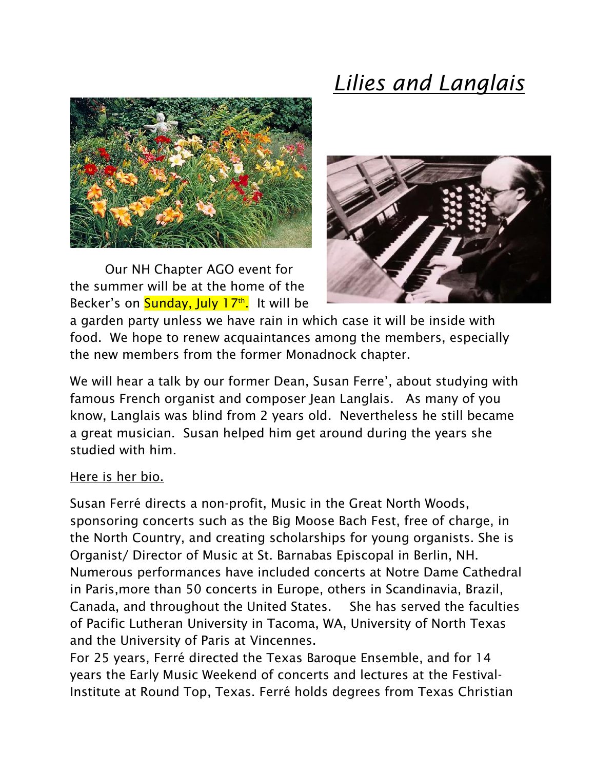# *Lilies and Langlais*

Our NH Chapter AGO event for the summer will be at the home of the Becker's on Sunday, July 17th. It will be a garden party unless we have rain in which case it will be inside with food. We hope to renew acquaintances among the members, especially the new members from the former Monadnock chapter.

We will hear a talk by our former Dean, Susan Ferre', about studying with famous French organist and composer Jean Langlais. As many of you know, Langlais was blind from 2 years old. Nevertheless he still became a great musician. Susan helped him get around during the years she studied with him.

Here is her bio.

Susan Ferré directs a non-profit, Music in the Great North Woods, sponsoring concerts such as the Big Moose Bach Fest, free of charge, in the North Country, and creating scholarships for young organists. She is Organist/ Director of Music at St. Barnabas Episcopal in Berlin, NH. Numerous performances have included concerts at Notre Dame Cathedral in Paris,more than 50 concerts in Europe, others in Scandinavia, Brazil, Canada, and throughout the United States. She has served the faculties of Pacific Lutheran University in Tacoma, WA, University of North Texas and the University of Paris at Vincennes.

For 25 years, Ferré directed the Texas Baroque Ensemble, and for 14 years the Early Music Weekend of concerts and lectures at the Festival-Institute at Round Top, Texas. Ferré holds degrees from Texas Christian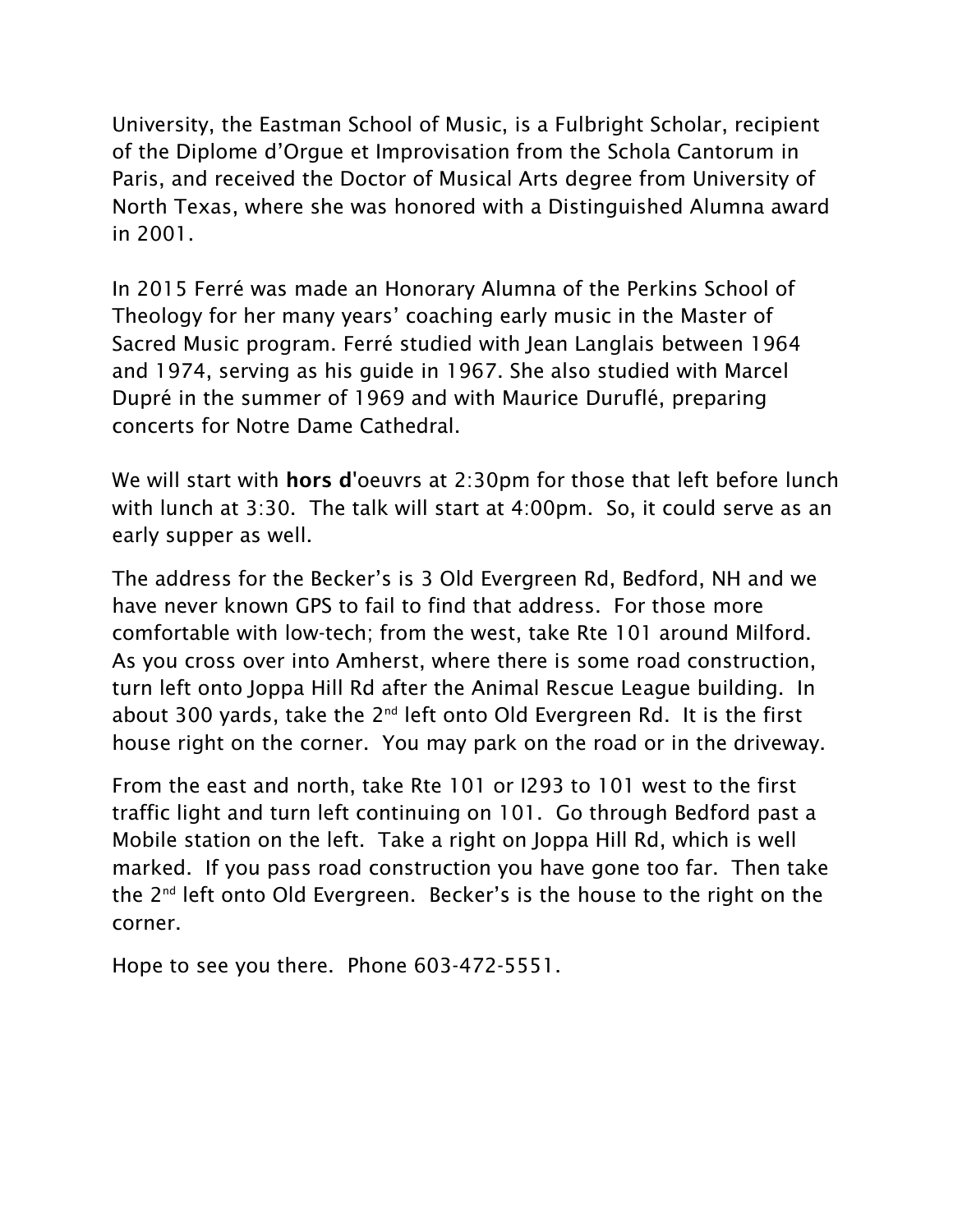University, the Eastman School of Music, is a Fulbright Scholar, recipient of the Diplome d'Orgue et Improvisation from the Schola Cantorum in Paris, and received the Doctor of Musical Arts degree from University of North Texas, where she was honored with a Distinguished Alumna award in 2001.

In 2015 Ferré was made an Honorary Alumna of the Perkins School of Theology for her many years' coaching early music in the Master of Sacred Music program. Ferré studied with Jean Langlais between 1964 and 1974, serving as his guide in 1967. She also studied with Marcel Dupré in the summer of 1969 and with Maurice Duruflé, preparing concerts for Notre Dame Cathedral.

We will start with **hors d'**oeuvrs at 2:30pm for those that left before lunch with lunch at 3:30. The talk will start at 4:00pm. So, it could serve as an early supper as well.

The address for the Becker's is 3 Old Evergreen Rd, Bedford, NH and we have never known GPS to fail to find that address. For those more comfortable with low-tech; from the west, take Rte 101 around Milford. As you cross over into Amherst, where there is some road construction, turn left onto Joppa Hill Rd after the Animal Rescue League building. In about 300 yards, take the 2nd left onto Old Evergreen Rd. It is the first house right on the corner. You may park on the road or in the driveway.

From the east and north, take Rte 101 or I293 to 101 west to the first traffic light and turn left continuing on 101. Go through Bedford past a Mobile station on the left. Take a right on Joppa Hill Rd, which is well marked. If you pass road construction you have gone too far. Then take the 2nd left onto Old Evergreen. Becker's is the house to the right on the corner.

Hope to see you there. Phone 603-472-5551.